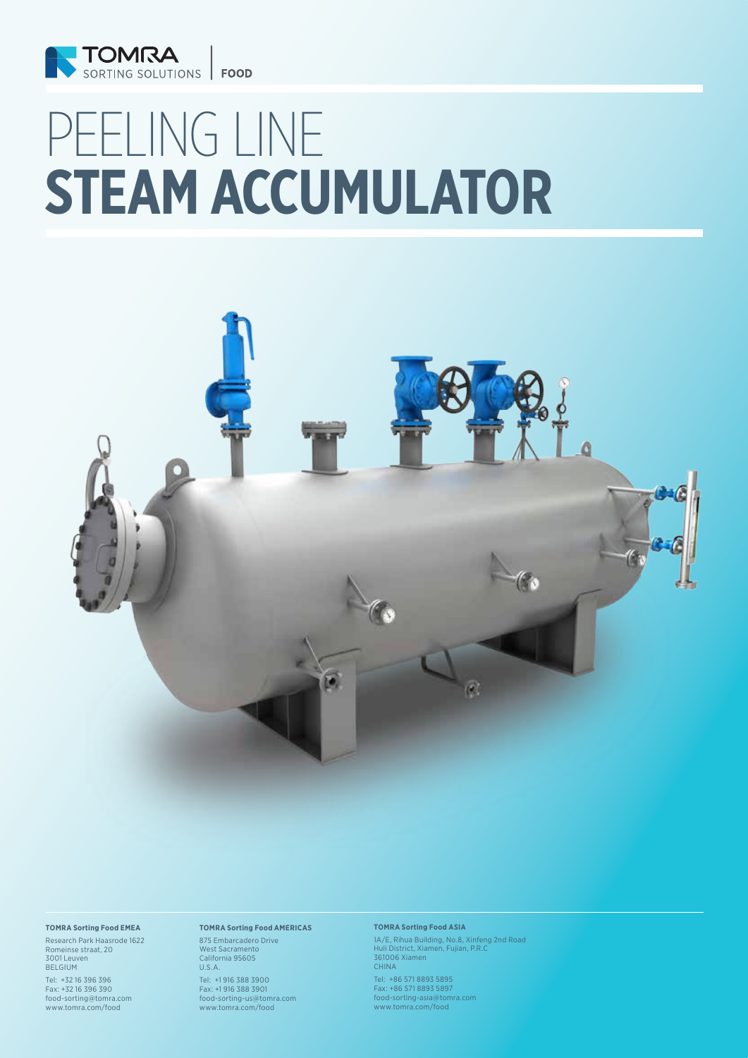TOMRA SORTING SOLUTIONS | FOOD

# PEELING LINE **STEAM ACCUMULATOR**

**TOMRA Sorting Food EMEA**
Research Park Haasrode 1622
Romeinse straat, 20
3001 Leuven
BELGIUM

Tel: +32 16 396 396
Fax: +32 16 396 390
food-sorting@tomra.com
www.tomra.com/food

**TOMRA Sorting Food AMERICAS**
875 Embarcadero Drive
West Sacramento
California 95605
U.S.A.

Tel: +1 916 388 3900
Fax: +1 916 388 3901
food-sorting-us@tomra.com
www.tomra.com/food

**TOMRA Sorting Food ASIA**
1A/E, Rihua Building, No.8, Xinfeng 2nd Road
Huli District, Xiamen, Fujian, P.R.C
361006 Xiamen
CHINA

Tel: +86 571 8893 5895
Fax: +86 571 8893 5897
food-sorting-asia@tomra.com
www.tomra.com/food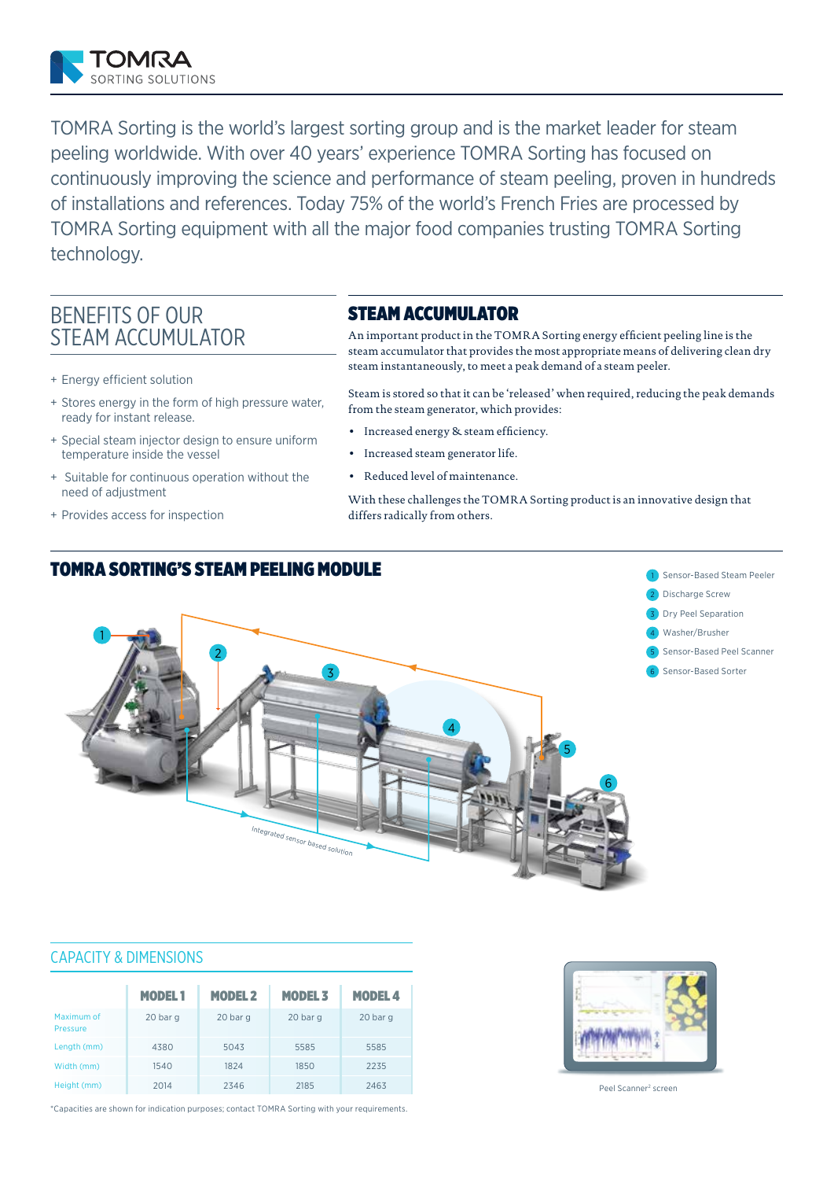TOMRA Sorting is the world's largest sorting group and is the market leader for steam peeling worldwide. With over 40 years' experience TOMRA Sorting has focused on continuously improving the science and performance of steam peeling, proven in hundreds of installations and references. Today 75% of the world's French Fries are processed by TOMRA Sorting equipment with all the major food companies trusting TOMRA Sorting technology.

## BENEFITS OF OUR STEAM ACCUMULATOR

+ Energy efficient solution
+ Stores energy in the form of high pressure water, ready for instant release.
+ Special steam injector design to ensure uniform temperature inside the vessel
+ Suitable for continuous operation without the need of adjustment
+ Provides access for inspection

## STEAM ACCUMULATOR

An important product in the TOMRA Sorting energy efficient peeling line is the steam accumulator that provides the most appropriate means of delivering clean dry steam instantaneously, to meet a peak demand of a steam peeler.

Steam is stored so that it can be 'released' when required, reducing the peak demands from the steam generator, which provides:

- Increased energy & steam efficiency.
- Increased steam generator life.
- Reduced level of maintenance.

With these challenges the TOMRA Sorting product is an innovative design that differs radically from others.

## TOMRA SORTING'S STEAM PEELING MODULE

1 Sensor-Based Steam Peeler
2 Discharge Screw
3 Dry Peel Separation
4 Washer/Brusher
5 Sensor-Based Peel Scanner
6 Sensor-Based Sorter

Integrated sensor based solution

## CAPACITY & DIMENSIONS

| | MODEL 1 | MODEL 2 | MODEL 3 | MODEL 4 |
|---|---|---|---|---|
| Maximum of Pressure | 20 bar g | 20 bar g | 20 bar g | 20 bar g |
| Length (mm) | 4380 | 5043 | 5585 | 5585 |
| Width (mm) | 1540 | 1824 | 1850 | 2235 |
| Height (mm) | 2014 | 2346 | 2185 | 2463 |

*Capacities are shown for indication purposes; contact TOMRA Sorting with your requirements.

Peel Scanner[2] screen